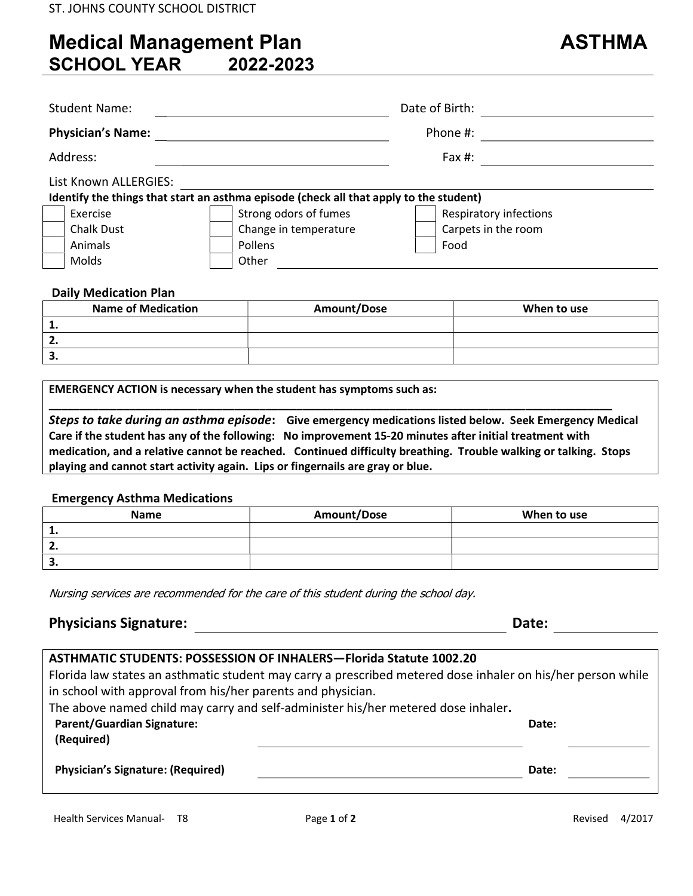ST. JOHNS COUNTY SCHOOL DISTRICT

# Medical Management Plan — ASTHMA
## SCHOOL YEAR 2022-2023

Student Name: ______________________________ Date of Birth: ______________________

**Physician's Name:** ______________________________ Phone #: ______________________

Address: ______________________________ Fax #: ______________________

List Known ALLERGIES: ____________________________________________

**Identify the things that start an asthma episode (check all that apply to the student)**

| | | |
|---|---|---|
| ☐ Exercise | ☐ Strong odors of fumes | ☐ Respiratory infections |
| ☐ Chalk Dust | ☐ Change in temperature | ☐ Carpets in the room |
| ☐ Animals | ☐ Pollens | ☐ Food |
| ☐ Molds | ☐ Other ______________________ | |

**Daily Medication Plan**

| Name of Medication | Amount/Dose | When to use |
|---|---|---|
| 1. | | |
| 2. | | |
| 3. | | |

**EMERGENCY ACTION is necessary when the student has symptoms such as:**

____________________________________________________________

***Steps to take during an asthma episode*: Give emergency medications listed below. Seek Emergency Medical Care if the student has any of the following: No improvement 15-20 minutes after initial treatment with medication, and a relative cannot be reached. Continued difficulty breathing. Trouble walking or talking. Stops playing and cannot start activity again. Lips or fingernails are gray or blue.**

**Emergency Asthma Medications**

| Name | Amount/Dose | When to use |
|---|---|---|
| 1. | | |
| 2. | | |
| 3. | | |

*Nursing services are recommended for the care of this student during the school day.*

**Physicians Signature:** ______________________________ **Date:** ____________

**ASTHMATIC STUDENTS: POSSESSION OF INHALERS—Florida Statute 1002.20**

Florida law states an asthmatic student may carry a prescribed metered dose inhaler on his/her person while in school with approval from his/her parents and physician.

The above named child may carry and self-administer his/her metered dose inhaler**.**

**Parent/Guardian Signature: (Required)** ______________________________ **Date:** ____________

**Physician's Signature: (Required)** ______________________________ **Date:** ____________

Health Services Manual- T8 Revised 4/2017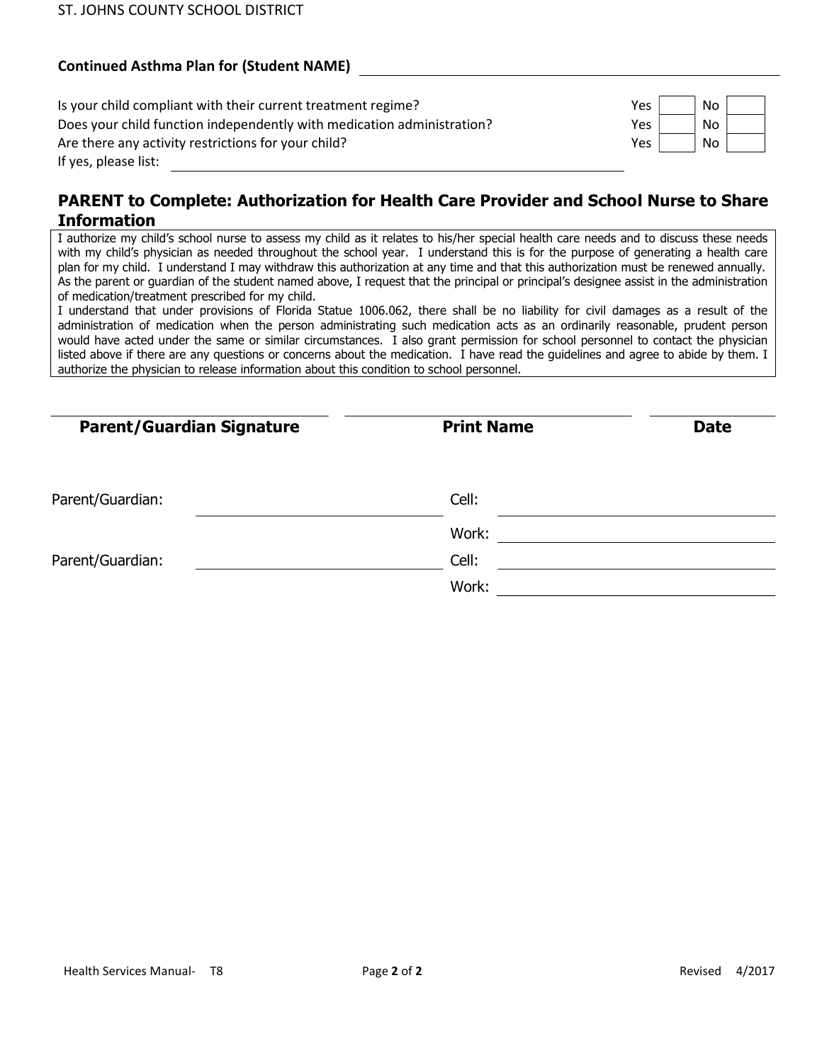**Continued Asthma Plan for (Student NAME)** ______________________________

| | | | | |
|---|---|---|---|---|
| Is your child compliant with their current treatment regime? | Yes | | No | |
| Does your child function independently with medication administration? | Yes | | No | |
| Are there any activity restrictions for your child? | Yes | | No | |

If yes, please list: ______________________________

## PARENT to Complete: Authorization for Health Care Provider and School Nurse to Share Information

I authorize my child's school nurse to assess my child as it relates to his/her special health care needs and to discuss these needs with my child's physician as needed throughout the school year. I understand this is for the purpose of generating a health care plan for my child. I understand I may withdraw this authorization at any time and that this authorization must be renewed annually. As the parent or guardian of the student named above, I request that the principal or principal's designee assist in the administration of medication/treatment prescribed for my child.

I understand that under provisions of Florida Statue 1006.062, there shall be no liability for civil damages as a result of the administration of medication when the person administrating such medication acts as an ordinarily reasonable, prudent person would have acted under the same or similar circumstances. I also grant permission for school personnel to contact the physician listed above if there are any questions or concerns about the medication. I have read the guidelines and agree to abide by them. I authorize the physician to release information about this condition to school personnel.

| **Parent/Guardian Signature** | **Print Name** | **Date** |
|---|---|---|
| | | |

Parent/Guardian: ______________________ Cell: ______________________

Work: ______________________

Parent/Guardian: ______________________ Cell: ______________________

Work: ______________________